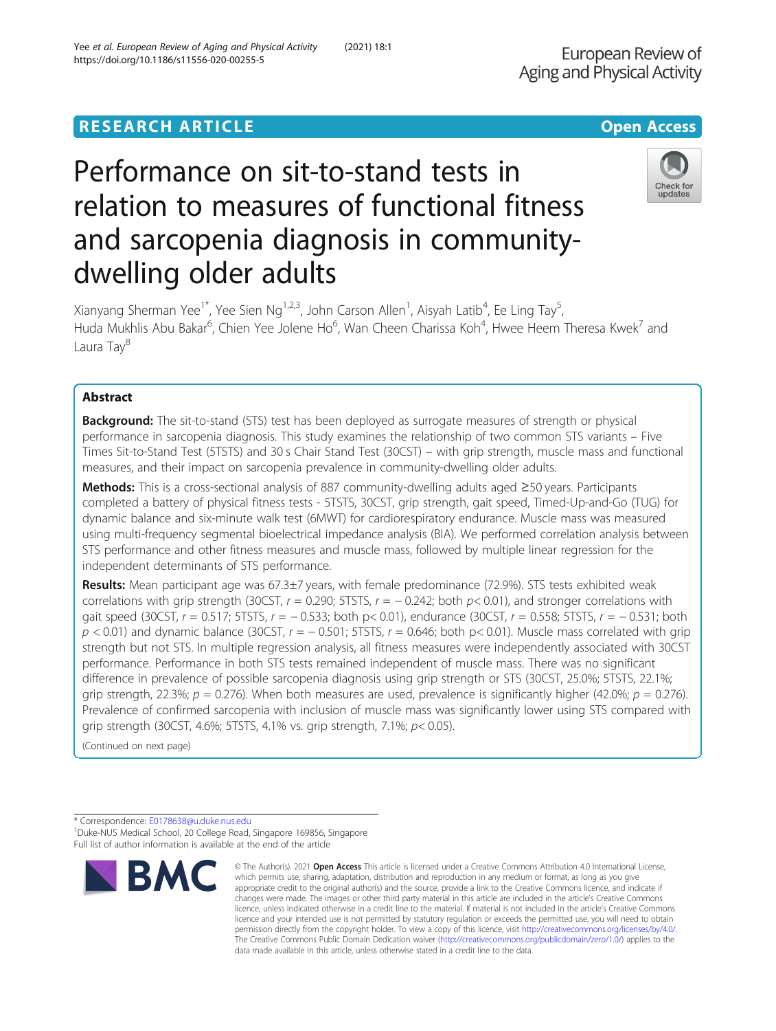RESEARCH ARTICLE

Open Access

# Performance on sit-to-stand tests in relation to measures of functional fitness and sarcopenia diagnosis in community-dwelling older adults

Xianyang Sherman Yee[1*], Yee Sien Ng[1,2,3], John Carson Allen[1], Aisyah Latib[4], Ee Ling Tay[5], Huda Mukhlis Abu Bakar[6], Chien Yee Jolene Ho[6], Wan Cheen Charissa Koh[4], Hwee Heem Theresa Kwek[7] and Laura Tay[8]

## Abstract

**Background:** The sit-to-stand (STS) test has been deployed as surrogate measures of strength or physical performance in sarcopenia diagnosis. This study examines the relationship of two common STS variants – Five Times Sit-to-Stand Test (5TSTS) and 30 s Chair Stand Test (30CST) – with grip strength, muscle mass and functional measures, and their impact on sarcopenia prevalence in community-dwelling older adults.

**Methods:** This is a cross-sectional analysis of 887 community-dwelling adults aged ≥50 years. Participants completed a battery of physical fitness tests - 5TSTS, 30CST, grip strength, gait speed, Timed-Up-and-Go (TUG) for dynamic balance and six-minute walk test (6MWT) for cardiorespiratory endurance. Muscle mass was measured using multi-frequency segmental bioelectrical impedance analysis (BIA). We performed correlation analysis between STS performance and other fitness measures and muscle mass, followed by multiple linear regression for the independent determinants of STS performance.

**Results:** Mean participant age was 67.3±7 years, with female predominance (72.9%). STS tests exhibited weak correlations with grip strength (30CST, $r = 0.290$; 5TSTS, $r = -0.242$; both $p< 0.01$), and stronger correlations with gait speed (30CST, $r = 0.517$; 5TSTS, $r = -0.533$; both $p< 0.01$), endurance (30CST, $r = 0.558$; 5TSTS, $r = -0.531$; both $p < 0.01$) and dynamic balance (30CST, $r = -0.501$; 5TSTS, $r = 0.646$; both $p< 0.01$). Muscle mass correlated with grip strength but not STS. In multiple regression analysis, all fitness measures were independently associated with 30CST performance. Performance in both STS tests remained independent of muscle mass. There was no significant difference in prevalence of possible sarcopenia diagnosis using grip strength or STS (30CST, 25.0%; 5TSTS, 22.1%; grip strength, 22.3%; $p = 0.276$). When both measures are used, prevalence is significantly higher (42.0%; $p = 0.276$). Prevalence of confirmed sarcopenia with inclusion of muscle mass was significantly lower using STS compared with grip strength (30CST, 4.6%; 5TSTS, 4.1% vs. grip strength, 7.1%; $p< 0.05$).

(Continued on next page)

* Correspondence: E0178638@u.duke.nus.edu
[1]Duke-NUS Medical School, 20 College Road, Singapore 169856, Singapore
Full list of author information is available at the end of the article

© The Author(s). 2021 **Open Access** This article is licensed under a Creative Commons Attribution 4.0 International License, which permits use, sharing, adaptation, distribution and reproduction in any medium or format, as long as you give appropriate credit to the original author(s) and the source, provide a link to the Creative Commons licence, and indicate if changes were made. The images or other third party material in this article are included in the article's Creative Commons licence, unless indicated otherwise in a credit line to the material. If material is not included in the article's Creative Commons licence and your intended use is not permitted by statutory regulation or exceeds the permitted use, you will need to obtain permission directly from the copyright holder. To view a copy of this licence, visit http://creativecommons.org/licenses/by/4.0/. The Creative Commons Public Domain Dedication waiver (http://creativecommons.org/publicdomain/zero/1.0/) applies to the data made available in this article, unless otherwise stated in a credit line to the data.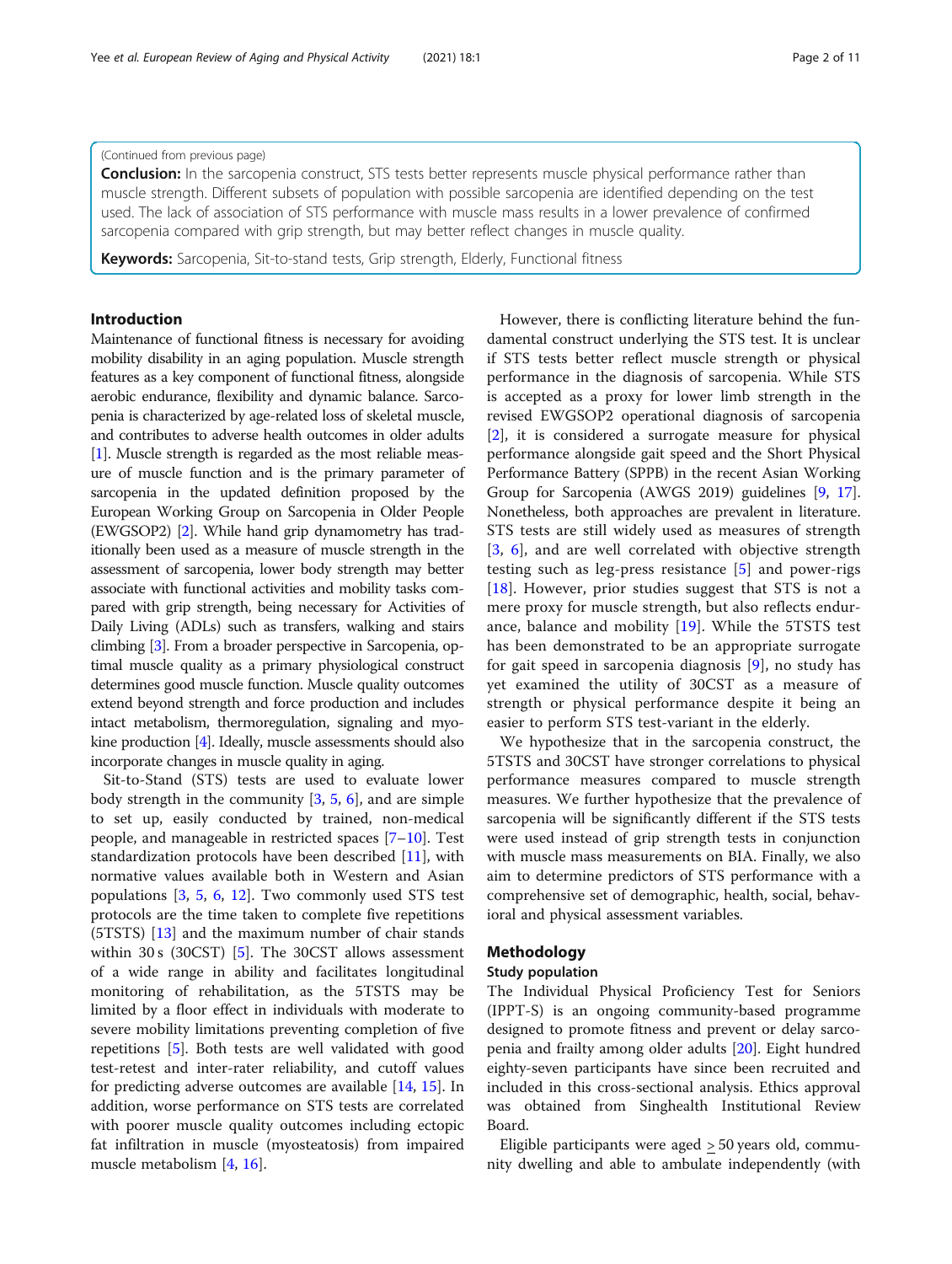(Continued from previous page)

**Conclusion:** In the sarcopenia construct, STS tests better represents muscle physical performance rather than muscle strength. Different subsets of population with possible sarcopenia are identified depending on the test used. The lack of association of STS performance with muscle mass results in a lower prevalence of confirmed sarcopenia compared with grip strength, but may better reflect changes in muscle quality.

**Keywords:** Sarcopenia, Sit-to-stand tests, Grip strength, Elderly, Functional fitness

## Introduction

Maintenance of functional fitness is necessary for avoiding mobility disability in an aging population. Muscle strength features as a key component of functional fitness, alongside aerobic endurance, flexibility and dynamic balance. Sarcopenia is characterized by age-related loss of skeletal muscle, and contributes to adverse health outcomes in older adults [1]. Muscle strength is regarded as the most reliable measure of muscle function and is the primary parameter of sarcopenia in the updated definition proposed by the European Working Group on Sarcopenia in Older People (EWGSOP2) [2]. While hand grip dynamometry has traditionally been used as a measure of muscle strength in the assessment of sarcopenia, lower body strength may better associate with functional activities and mobility tasks compared with grip strength, being necessary for Activities of Daily Living (ADLs) such as transfers, walking and stairs climbing [3]. From a broader perspective in Sarcopenia, optimal muscle quality as a primary physiological construct determines good muscle function. Muscle quality outcomes extend beyond strength and force production and includes intact metabolism, thermoregulation, signaling and myokine production [4]. Ideally, muscle assessments should also incorporate changes in muscle quality in aging.

Sit-to-Stand (STS) tests are used to evaluate lower body strength in the community [3, 5, 6], and are simple to set up, easily conducted by trained, non-medical people, and manageable in restricted spaces [7–10]. Test standardization protocols have been described [11], with normative values available both in Western and Asian populations [3, 5, 6, 12]. Two commonly used STS test protocols are the time taken to complete five repetitions (5TSTS) [13] and the maximum number of chair stands within 30 s (30CST) [5]. The 30CST allows assessment of a wide range in ability and facilitates longitudinal monitoring of rehabilitation, as the 5TSTS may be limited by a floor effect in individuals with moderate to severe mobility limitations preventing completion of five repetitions [5]. Both tests are well validated with good test-retest and inter-rater reliability, and cutoff values for predicting adverse outcomes are available [14, 15]. In addition, worse performance on STS tests are correlated with poorer muscle quality outcomes including ectopic fat infiltration in muscle (myosteatosis) from impaired muscle metabolism [4, 16].

However, there is conflicting literature behind the fundamental construct underlying the STS test. It is unclear if STS tests better reflect muscle strength or physical performance in the diagnosis of sarcopenia. While STS is accepted as a proxy for lower limb strength in the revised EWGSOP2 operational diagnosis of sarcopenia [2], it is considered a surrogate measure for physical performance alongside gait speed and the Short Physical Performance Battery (SPPB) in the recent Asian Working Group for Sarcopenia (AWGS 2019) guidelines [9, 17]. Nonetheless, both approaches are prevalent in literature. STS tests are still widely used as measures of strength [3, 6], and are well correlated with objective strength testing such as leg-press resistance [5] and power-rigs [18]. However, prior studies suggest that STS is not a mere proxy for muscle strength, but also reflects endurance, balance and mobility [19]. While the 5TSTS test has been demonstrated to be an appropriate surrogate for gait speed in sarcopenia diagnosis [9], no study has yet examined the utility of 30CST as a measure of strength or physical performance despite it being an easier to perform STS test-variant in the elderly.

We hypothesize that in the sarcopenia construct, the 5TSTS and 30CST have stronger correlations to physical performance measures compared to muscle strength measures. We further hypothesize that the prevalence of sarcopenia will be significantly different if the STS tests were used instead of grip strength tests in conjunction with muscle mass measurements on BIA. Finally, we also aim to determine predictors of STS performance with a comprehensive set of demographic, health, social, behavioral and physical assessment variables.

## Methodology

### Study population

The Individual Physical Proficiency Test for Seniors (IPPT-S) is an ongoing community-based programme designed to promote fitness and prevent or delay sarcopenia and frailty among older adults [20]. Eight hundred eighty-seven participants have since been recruited and included in this cross-sectional analysis. Ethics approval was obtained from Singhealth Institutional Review Board.

Eligible participants were aged $\geq$ 50 years old, community dwelling and able to ambulate independently (with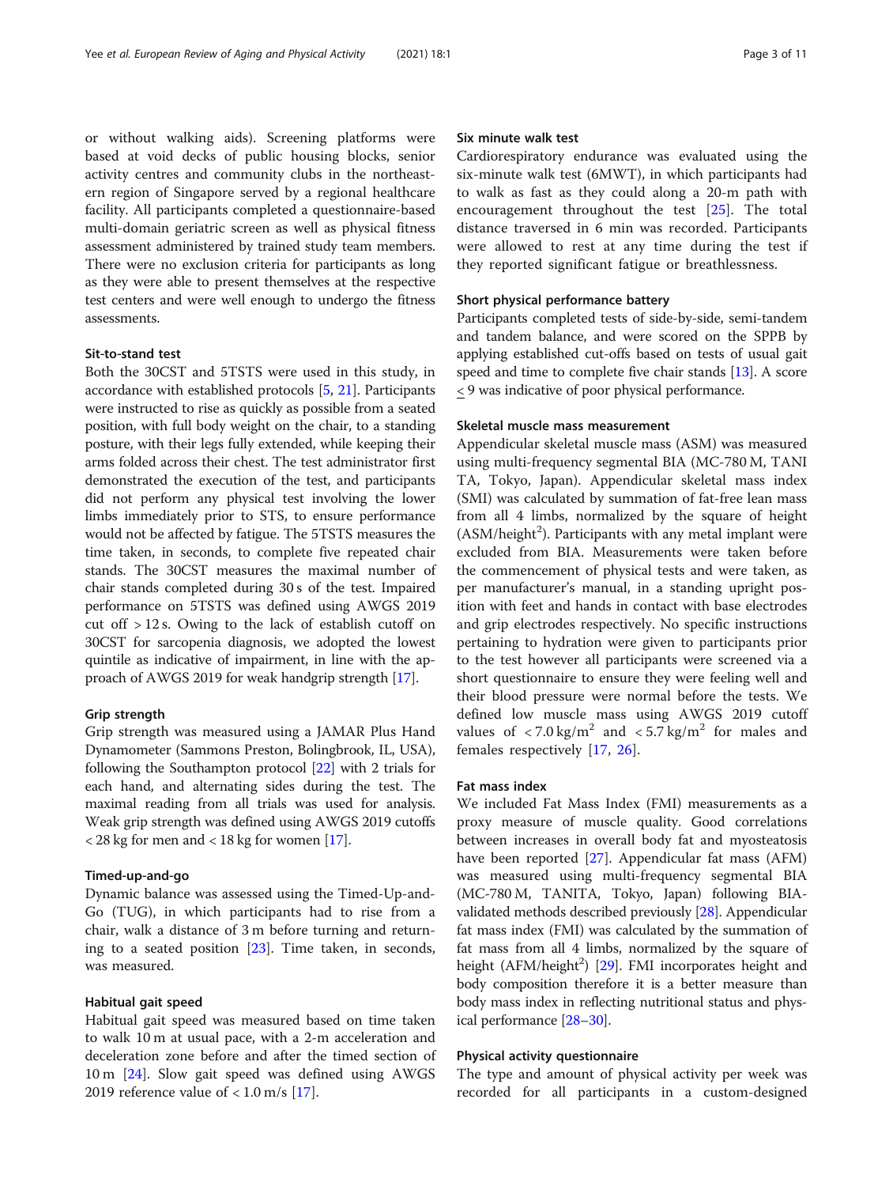or without walking aids). Screening platforms were based at void decks of public housing blocks, senior activity centres and community clubs in the northeastern region of Singapore served by a regional healthcare facility. All participants completed a questionnaire-based multi-domain geriatric screen as well as physical fitness assessment administered by trained study team members. There were no exclusion criteria for participants as long as they were able to present themselves at the respective test centers and were well enough to undergo the fitness assessments.

### Sit-to-stand test

Both the 30CST and 5TSTS were used in this study, in accordance with established protocols [5, 21]. Participants were instructed to rise as quickly as possible from a seated position, with full body weight on the chair, to a standing posture, with their legs fully extended, while keeping their arms folded across their chest. The test administrator first demonstrated the execution of the test, and participants did not perform any physical test involving the lower limbs immediately prior to STS, to ensure performance would not be affected by fatigue. The 5TSTS measures the time taken, in seconds, to complete five repeated chair stands. The 30CST measures the maximal number of chair stands completed during 30 s of the test. Impaired performance on 5TSTS was defined using AWGS 2019 cut off > 12 s. Owing to the lack of establish cutoff on 30CST for sarcopenia diagnosis, we adopted the lowest quintile as indicative of impairment, in line with the approach of AWGS 2019 for weak handgrip strength [17].

### Grip strength

Grip strength was measured using a JAMAR Plus Hand Dynamometer (Sammons Preston, Bolingbrook, IL, USA), following the Southampton protocol [22] with 2 trials for each hand, and alternating sides during the test. The maximal reading from all trials was used for analysis. Weak grip strength was defined using AWGS 2019 cutoffs < 28 kg for men and < 18 kg for women [17].

### Timed-up-and-go

Dynamic balance was assessed using the Timed-Up-and-Go (TUG), in which participants had to rise from a chair, walk a distance of 3 m before turning and returning to a seated position [23]. Time taken, in seconds, was measured.

### Habitual gait speed

Habitual gait speed was measured based on time taken to walk 10 m at usual pace, with a 2-m acceleration and deceleration zone before and after the timed section of 10 m [24]. Slow gait speed was defined using AWGS 2019 reference value of < 1.0 m/s [17].

### Six minute walk test

Cardiorespiratory endurance was evaluated using the six-minute walk test (6MWT), in which participants had to walk as fast as they could along a 20-m path with encouragement throughout the test [25]. The total distance traversed in 6 min was recorded. Participants were allowed to rest at any time during the test if they reported significant fatigue or breathlessness.

### Short physical performance battery

Participants completed tests of side-by-side, semi-tandem and tandem balance, and were scored on the SPPB by applying established cut-offs based on tests of usual gait speed and time to complete five chair stands [13]. A score ≤ 9 was indicative of poor physical performance.

### Skeletal muscle mass measurement

Appendicular skeletal muscle mass (ASM) was measured using multi-frequency segmental BIA (MC-780 M, TANI TA, Tokyo, Japan). Appendicular skeletal mass index (SMI) was calculated by summation of fat-free lean mass from all 4 limbs, normalized by the square of height ($ASM/height^2$). Participants with any metal implant were excluded from BIA. Measurements were taken before the commencement of physical tests and were taken, as per manufacturer's manual, in a standing upright position with feet and hands in contact with base electrodes and grip electrodes respectively. No specific instructions pertaining to hydration were given to participants prior to the test however all participants were screened via a short questionnaire to ensure they were feeling well and their blood pressure were normal before the tests. We defined low muscle mass using AWGS 2019 cutoff values of < 7.0 $kg/m^2$ and < 5.7 $kg/m^2$ for males and females respectively [17, 26].

### Fat mass index

We included Fat Mass Index (FMI) measurements as a proxy measure of muscle quality. Good correlations between increases in overall body fat and myosteatosis have been reported [27]. Appendicular fat mass (AFM) was measured using multi-frequency segmental BIA (MC-780 M, TANITA, Tokyo, Japan) following BIA-validated methods described previously [28]. Appendicular fat mass index (FMI) was calculated by the summation of fat mass from all 4 limbs, normalized by the square of height ($AFM/height^2$) [29]. FMI incorporates height and body composition therefore it is a better measure than body mass index in reflecting nutritional status and physical performance [28–30].

### Physical activity questionnaire

The type and amount of physical activity per week was recorded for all participants in a custom-designed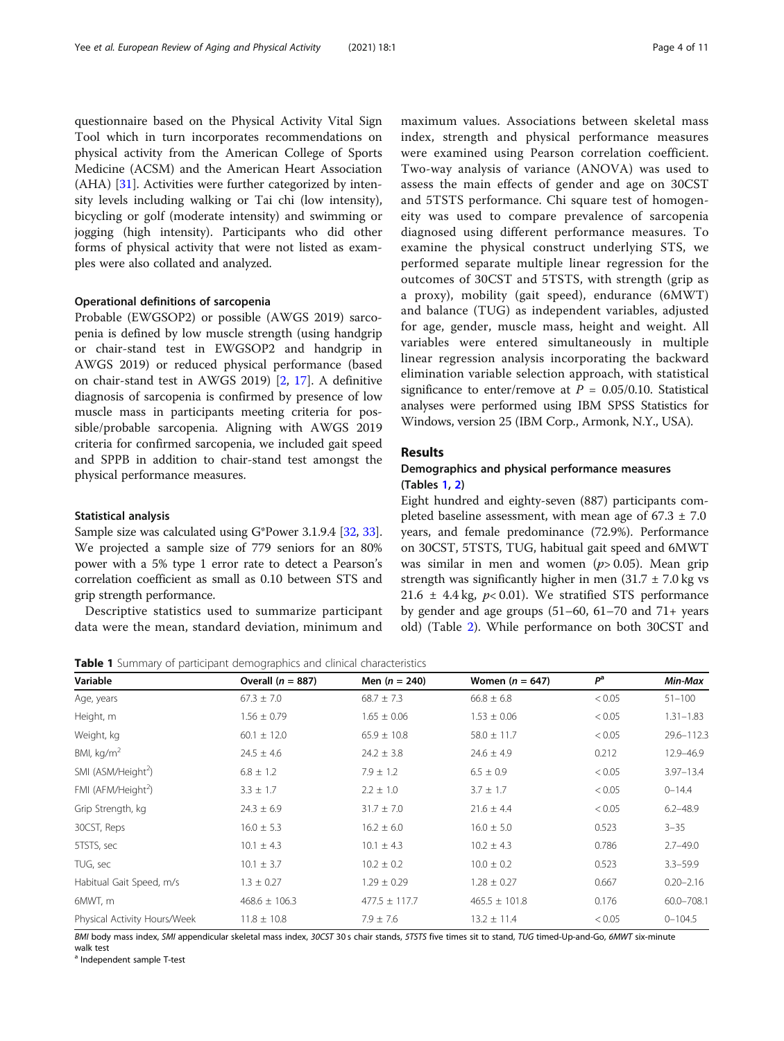questionnaire based on the Physical Activity Vital Sign Tool which in turn incorporates recommendations on physical activity from the American College of Sports Medicine (ACSM) and the American Heart Association (AHA) [31]. Activities were further categorized by intensity levels including walking or Tai chi (low intensity), bicycling or golf (moderate intensity) and swimming or jogging (high intensity). Participants who did other forms of physical activity that were not listed as examples were also collated and analyzed.

### Operational definitions of sarcopenia

Probable (EWGSOP2) or possible (AWGS 2019) sarcopenia is defined by low muscle strength (using handgrip or chair-stand test in EWGSOP2 and handgrip in AWGS 2019) or reduced physical performance (based on chair-stand test in AWGS 2019) [2, 17]. A definitive diagnosis of sarcopenia is confirmed by presence of low muscle mass in participants meeting criteria for possible/probable sarcopenia. Aligning with AWGS 2019 criteria for confirmed sarcopenia, we included gait speed and SPPB in addition to chair-stand test amongst the physical performance measures.

### Statistical analysis

Sample size was calculated using G*Power 3.1.9.4 [32, 33]. We projected a sample size of 779 seniors for an 80% power with a 5% type 1 error rate to detect a Pearson's correlation coefficient as small as 0.10 between STS and grip strength performance.

Descriptive statistics used to summarize participant data were the mean, standard deviation, minimum and maximum values. Associations between skeletal mass index, strength and physical performance measures were examined using Pearson correlation coefficient. Two-way analysis of variance (ANOVA) was used to assess the main effects of gender and age on 30CST and 5TSTS performance. Chi square test of homogeneity was used to compare prevalence of sarcopenia diagnosed using different performance measures. To examine the physical construct underlying STS, we performed separate multiple linear regression for the outcomes of 30CST and 5TSTS, with strength (grip as a proxy), mobility (gait speed), endurance (6MWT) and balance (TUG) as independent variables, adjusted for age, gender, muscle mass, height and weight. All variables were entered simultaneously in multiple linear regression analysis incorporating the backward elimination variable selection approach, with statistical significance to enter/remove at $P = 0.05/0.10$. Statistical analyses were performed using IBM SPSS Statistics for Windows, version 25 (IBM Corp., Armonk, N.Y., USA).

## Results

### Demographics and physical performance measures (Tables 1, 2)

Eight hundred and eighty-seven (887) participants completed baseline assessment, with mean age of 67.3 ± 7.0 years, and female predominance (72.9%). Performance on 30CST, 5TSTS, TUG, habitual gait speed and 6MWT was similar in men and women ($p > 0.05$). Mean grip strength was significantly higher in men (31.7 ± 7.0 kg vs 21.6 ± 4.4 kg, $p < 0.01$). We stratified STS performance by gender and age groups (51–60, 61–70 and 71+ years old) (Table 2). While performance on both 30CST and

**Table 1** Summary of participant demographics and clinical characteristics

| Variable | Overall (n = 887) | Men (n = 240) | Women (n = 647) | $P^a$ | Min-Max |
|---|---|---|---|---|---|
| Age, years | 67.3 ± 7.0 | 68.7 ± 7.3 | 66.8 ± 6.8 | < 0.05 | 51–100 |
| Height, m | 1.56 ± 0.79 | 1.65 ± 0.06 | 1.53 ± 0.06 | < 0.05 | 1.31–1.83 |
| Weight, kg | 60.1 ± 12.0 | 65.9 ± 10.8 | 58.0 ± 11.7 | < 0.05 | 29.6–112.3 |
| BMI, kg/m$^2$ | 24.5 ± 4.6 | 24.2 ± 3.8 | 24.6 ± 4.9 | 0.212 | 12.9–46.9 |
| SMI (ASM/Height$^2$) | 6.8 ± 1.2 | 7.9 ± 1.2 | 6.5 ± 0.9 | < 0.05 | 3.97–13.4 |
| FMI (AFM/Height$^2$) | 3.3 ± 1.7 | 2.2 ± 1.0 | 3.7 ± 1.7 | < 0.05 | 0–14.4 |
| Grip Strength, kg | 24.3 ± 6.9 | 31.7 ± 7.0 | 21.6 ± 4.4 | < 0.05 | 6.2–48.9 |
| 30CST, Reps | 16.0 ± 5.3 | 16.2 ± 6.0 | 16.0 ± 5.0 | 0.523 | 3–35 |
| 5TSTS, sec | 10.1 ± 4.3 | 10.1 ± 4.3 | 10.2 ± 4.3 | 0.786 | 2.7–49.0 |
| TUG, sec | 10.1 ± 3.7 | 10.2 ± 0.2 | 10.0 ± 0.2 | 0.523 | 3.3–59.9 |
| Habitual Gait Speed, m/s | 1.3 ± 0.27 | 1.29 ± 0.29 | 1.28 ± 0.27 | 0.667 | 0.20–2.16 |
| 6MWT, m | 468.6 ± 106.3 | 477.5 ± 117.7 | 465.5 ± 101.8 | 0.176 | 60.0–708.1 |
| Physical Activity Hours/Week | 11.8 ± 10.8 | 7.9 ± 7.6 | 13.2 ± 11.4 | < 0.05 | 0–104.5 |

*BMI* body mass index, *SMI* appendicular skeletal mass index, *30CST* 30 s chair stands, *5TSTS* five times sit to stand, *TUG* timed-Up-and-Go, *6MWT* six-minute walk test

[a] Independent sample T-test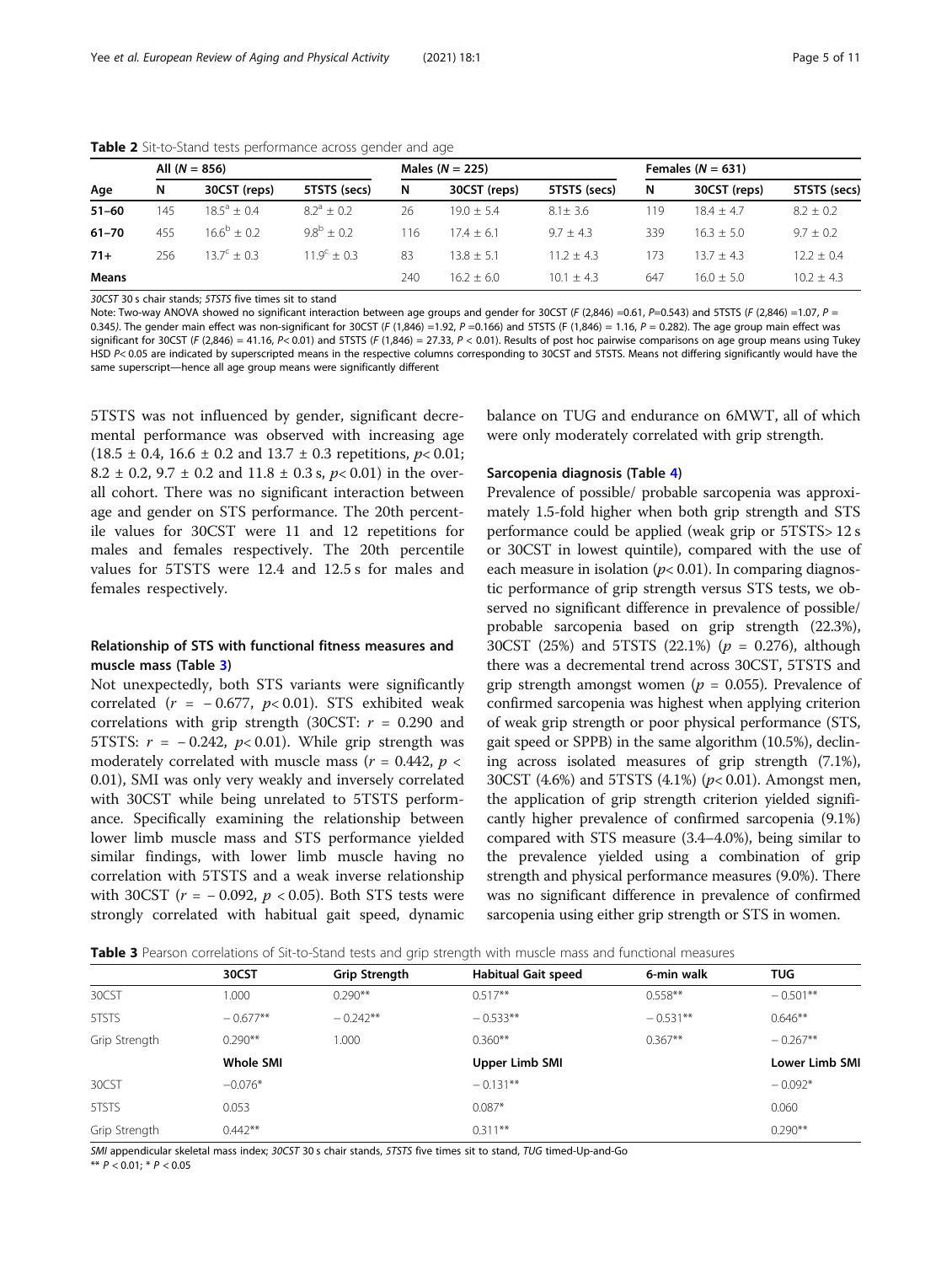**Table 2** Sit-to-Stand tests performance across gender and age

| | All ($N$ = 856) | | | Males ($N$ = 225) | | | Females ($N$ = 631) | | |
|---|---|---|---|---|---|---|---|---|---|
| Age | N | 30CST (reps) | 5TSTS (secs) | N | 30CST (reps) | 5TSTS (secs) | N | 30CST (reps) | 5TSTS (secs) |
| **51–60** | 145 | $18.5^{a} \pm 0.4$ | $8.2^{a} \pm 0.2$ | 26 | 19.0 ± 5.4 | 8.1± 3.6 | 119 | 18.4 ± 4.7 | 8.2 ± 0.2 |
| **61–70** | 455 | $16.6^{b} \pm 0.2$ | $9.8^{b} \pm 0.2$ | 116 | 17.4 ± 6.1 | 9.7 ± 4.3 | 339 | 16.3 ± 5.0 | 9.7 ± 0.2 |
| **71+** | 256 | $13.7^{c} \pm 0.3$ | $11.9^{c} \pm 0.3$ | 83 | 13.8 ± 5.1 | 11.2 ± 4.3 | 173 | 13.7 ± 4.3 | 12.2 ± 0.4 |
| **Means** | | | | 240 | 16.2 ± 6.0 | 10.1 ± 4.3 | 647 | 16.0 ± 5.0 | 10.2 ± 4.3 |

*30CST* 30 s chair stands; *5TSTS* five times sit to stand

Note: Two-way ANOVA showed no significant interaction between age groups and gender for 30CST ($F$ (2,846) =0.61, $P$=0.543) and 5TSTS ($F$ (2,846) =1.07, $P$ = 0.345). The gender main effect was non-significant for 30CST ($F$ (1,846) =1.92, $P$ =0.166) and 5TSTS (F (1,846) = 1.16, $P$ = 0.282). The age group main effect was significant for 30CST ($F$ (2,846) = 41.16, $P$< 0.01) and 5TSTS ($F$ (1,846) = 27.33, $P$ < 0.01). Results of post hoc pairwise comparisons on age group means using Tukey HSD $P$< 0.05 are indicated by superscripted means in the respective columns corresponding to 30CST and 5TSTS. Means not differing significantly would have the same superscript—hence all age group means were significantly different

5TSTS was not influenced by gender, significant decremental performance was observed with increasing age (18.5 ± 0.4, 16.6 ± 0.2 and 13.7 ± 0.3 repetitions, $p$< 0.01; 8.2 ± 0.2, 9.7 ± 0.2 and 11.8 ± 0.3 s, $p$< 0.01) in the overall cohort. There was no significant interaction between age and gender on STS performance. The 20th percentile values for 30CST were 11 and 12 repetitions for males and females respectively. The 20th percentile values for 5TSTS were 12.4 and 12.5 s for males and females respectively.

### Relationship of STS with functional fitness measures and muscle mass (Table 3)

Not unexpectedly, both STS variants were significantly correlated ($r$ = − 0.677, $p$< 0.01). STS exhibited weak correlations with grip strength (30CST: $r$ = 0.290 and 5TSTS: $r$ = − 0.242, $p$< 0.01). While grip strength was moderately correlated with muscle mass ($r$ = 0.442, $p$ < 0.01), SMI was only very weakly and inversely correlated with 30CST while being unrelated to 5TSTS performance. Specifically examining the relationship between lower limb muscle mass and STS performance yielded similar findings, with lower limb muscle having no correlation with 5TSTS and a weak inverse relationship with 30CST ($r$ = − 0.092, $p$ < 0.05). Both STS tests were strongly correlated with habitual gait speed, dynamic balance on TUG and endurance on 6MWT, all of which were only moderately correlated with grip strength.

### Sarcopenia diagnosis (Table 4)

Prevalence of possible/ probable sarcopenia was approximately 1.5-fold higher when both grip strength and STS performance could be applied (weak grip or 5TSTS> 12 s or 30CST in lowest quintile), compared with the use of each measure in isolation ($p$< 0.01). In comparing diagnostic performance of grip strength versus STS tests, we observed no significant difference in prevalence of possible/ probable sarcopenia based on grip strength (22.3%), 30CST (25%) and 5TSTS (22.1%) ($p$ = 0.276), although there was a decremental trend across 30CST, 5TSTS and grip strength amongst women ($p$ = 0.055). Prevalence of confirmed sarcopenia was highest when applying criterion of weak grip strength or poor physical performance (STS, gait speed or SPPB) in the same algorithm (10.5%), declining across isolated measures of grip strength (7.1%), 30CST (4.6%) and 5TSTS (4.1%) ($p$< 0.01). Amongst men, the application of grip strength criterion yielded significantly higher prevalence of confirmed sarcopenia (9.1%) compared with STS measure (3.4–4.0%), being similar to the prevalence yielded using a combination of grip strength and physical performance measures (9.0%). There was no significant difference in prevalence of confirmed sarcopenia using either grip strength or STS in women.

**Table 3** Pearson correlations of Sit-to-Stand tests and grip strength with muscle mass and functional measures

| | 30CST | Grip Strength | Habitual Gait speed | 6-min walk | TUG |
|---|---|---|---|---|---|
| 30CST | 1.000 | 0.290** | 0.517** | 0.558** | − 0.501** |
| 5TSTS | − 0.677** | − 0.242** | − 0.533** | − 0.531** | 0.646** |
| Grip Strength | 0.290** | 1.000 | 0.360** | 0.367** | − 0.267** |
| | **Whole SMI** | | **Upper Limb SMI** | | **Lower Limb SMI** |
| 30CST | −0.076* | | − 0.131** | | − 0.092* |
| 5TSTS | 0.053 | | 0.087* | | 0.060 |
| Grip Strength | 0.442** | | 0.311** | | 0.290** |

*SMI* appendicular skeletal mass index; *30CST* 30 s chair stands, *5TSTS* five times sit to stand, *TUG* timed-Up-and-Go

** $P$ < 0.01; * $P$ < 0.05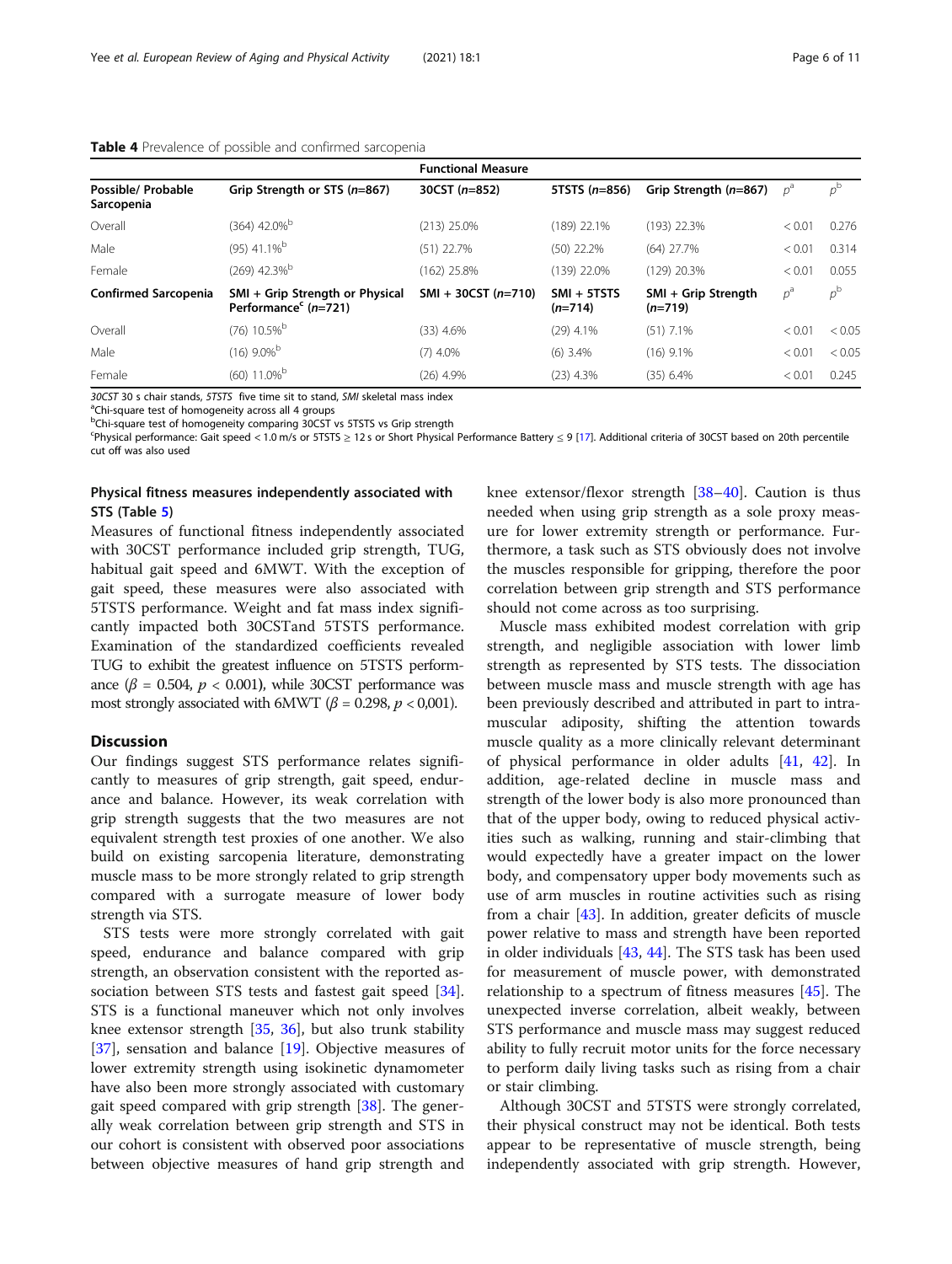**Table 4** Prevalence of possible and confirmed sarcopenia

| | Functional Measure | | | | | |
|---|---|---|---|---|---|---|
| **Possible/ Probable Sarcopenia** | **Grip Strength or STS (n=867)** | **30CST (n=852)** | **5TSTS (n=856)** | **Grip Strength (n=867)** | $p^a$ | $p^b$ |
| Overall | (364) 42.0%[b] | (213) 25.0% | (189) 22.1% | (193) 22.3% | < 0.01 | 0.276 |
| Male | (95) 41.1%[b] | (51) 22.7% | (50) 22.2% | (64) 27.7% | < 0.01 | 0.314 |
| Female | (269) 42.3%[b] | (162) 25.8% | (139) 22.0% | (129) 20.3% | < 0.01 | 0.055 |
| **Confirmed Sarcopenia** | **SMI + Grip Strength or Physical Performance[c] (n=721)** | **SMI + 30CST (n=710)** | **SMI + 5TSTS (n=714)** | **SMI + Grip Strength (n=719)** | $p^a$ | $p^b$ |
| Overall | (76) 10.5%[b] | (33) 4.6% | (29) 4.1% | (51) 7.1% | < 0.01 | < 0.05 |
| Male | (16) 9.0%[b] | (7) 4.0% | (6) 3.4% | (16) 9.1% | < 0.01 | < 0.05 |
| Female | (60) 11.0%[b] | (26) 4.9% | (23) 4.3% | (35) 6.4% | < 0.01 | 0.245 |

*30CST* 30 s chair stands, *5TSTS* five time sit to stand, *SMI* skeletal mass index

[a]Chi-square test of homogeneity across all 4 groups

[b]Chi-square test of homogeneity comparing 30CST vs 5TSTS vs Grip strength

[c]Physical performance: Gait speed < 1.0 m/s or 5TSTS ≥ 12 s or Short Physical Performance Battery ≤ 9 [17]. Additional criteria of 30CST based on 20th percentile cut off was also used

### Physical fitness measures independently associated with STS (Table 5)

Measures of functional fitness independently associated with 30CST performance included grip strength, TUG, habitual gait speed and 6MWT. With the exception of gait speed, these measures were also associated with 5TSTS performance. Weight and fat mass index significantly impacted both 30CSTand 5TSTS performance. Examination of the standardized coefficients revealed TUG to exhibit the greatest influence on 5TSTS performance ($\beta$ = 0.504, $p$ < 0.001), while 30CST performance was most strongly associated with 6MWT ($\beta$ = 0.298, $p$ < 0,001).

## Discussion

Our findings suggest STS performance relates significantly to measures of grip strength, gait speed, endurance and balance. However, its weak correlation with grip strength suggests that the two measures are not equivalent strength test proxies of one another. We also build on existing sarcopenia literature, demonstrating muscle mass to be more strongly related to grip strength compared with a surrogate measure of lower body strength via STS.

STS tests were more strongly correlated with gait speed, endurance and balance compared with grip strength, an observation consistent with the reported association between STS tests and fastest gait speed [34]. STS is a functional maneuver which not only involves knee extensor strength [35, 36], but also trunk stability [37], sensation and balance [19]. Objective measures of lower extremity strength using isokinetic dynamometer have also been more strongly associated with customary gait speed compared with grip strength [38]. The generally weak correlation between grip strength and STS in our cohort is consistent with observed poor associations between objective measures of hand grip strength and knee extensor/flexor strength [38–40]. Caution is thus needed when using grip strength as a sole proxy measure for lower extremity strength or performance. Furthermore, a task such as STS obviously does not involve the muscles responsible for gripping, therefore the poor correlation between grip strength and STS performance should not come across as too surprising.

Muscle mass exhibited modest correlation with grip strength, and negligible association with lower limb strength as represented by STS tests. The dissociation between muscle mass and muscle strength with age has been previously described and attributed in part to intramuscular adiposity, shifting the attention towards muscle quality as a more clinically relevant determinant of physical performance in older adults [41, 42]. In addition, age-related decline in muscle mass and strength of the lower body is also more pronounced than that of the upper body, owing to reduced physical activities such as walking, running and stair-climbing that would expectedly have a greater impact on the lower body, and compensatory upper body movements such as use of arm muscles in routine activities such as rising from a chair [43]. In addition, greater deficits of muscle power relative to mass and strength have been reported in older individuals [43, 44]. The STS task has been used for measurement of muscle power, with demonstrated relationship to a spectrum of fitness measures [45]. The unexpected inverse correlation, albeit weakly, between STS performance and muscle mass may suggest reduced ability to fully recruit motor units for the force necessary to perform daily living tasks such as rising from a chair or stair climbing.

Although 30CST and 5TSTS were strongly correlated, their physical construct may not be identical. Both tests appear to be representative of muscle strength, being independently associated with grip strength. However,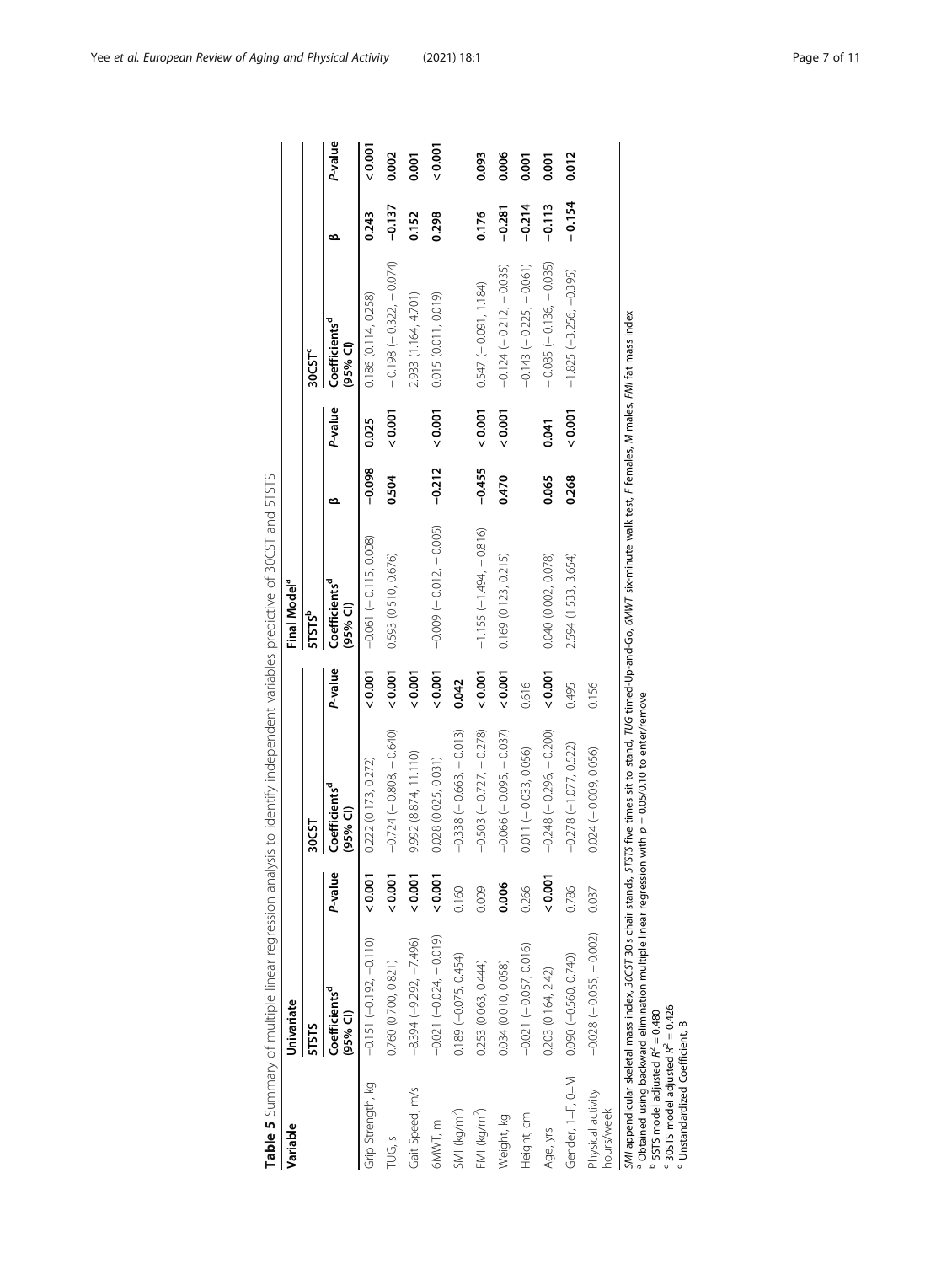**Table 5** Summary of multiple linear regression analysis to identify independent variables predictive of 30CST and 5TSTS

| Variable | Univariate | | | | Final Model[a] | | | | | |
|---|---|---|---|---|---|---|---|---|---|---|
| | 5TSTS | | 30CST | | 5TSTS[b] | | | 30CST[c] | | |
| | Coefficients[d] (95% CI) | P-value | Coefficients[d] (95% CI) | P-value | Coefficients[d] (95% CI) | β | P-value | Coefficients[d] (95% CI) | β | P-value |
| Grip Strength, kg | −0.151 (−0.192, −0.110) | **< 0.001** | 0.222 (0.173, 0.272) | **< 0.001** | −0.061 (− 0.115, 0.008) | **−0.098** | **0.025** | 0.186 (0.114, 0.258) | **0.243** | **< 0.001** |
| TUG, s | 0.760 (0.700, 0.821) | **< 0.001** | −0.724 (− 0.808, − 0.640) | **< 0.001** | 0.593 (0.510, 0.676) | **0.504** | **< 0.001** | − 0.198 (− 0.322, − 0.074) | **−0.137** | **0.002** |
| Gait Speed, m/s | −8.394 (−9.292, −7.496) | **< 0.001** | 9.992 (8.874, 11.110) | **< 0.001** | | | | 2.933 (1.164, 4.701) | **0.152** | **0.001** |
| 6MWT, m | −0.021 (−0.024, − 0.019) | **< 0.001** | 0.028 (0.025, 0.031) | **< 0.001** | −0.009 (− 0.012, − 0.005) | **−0.212** | **< 0.001** | 0.015 (0.011, 0.019) | **0.298** | **< 0.001** |
| SMI (kg/m²) | 0.189 (−0.075, 0.454) | 0.160 | −0.338 (− 0.663, − 0.013) | **0.042** | | | | | | |
| FMI (kg/m²) | 0.253 (0.063, 0.444) | 0.009 | −0.503 (− 0.727, − 0.278) | **< 0.001** | −1.155 (−1.494, − 0.816) | **−0.455** | **< 0.001** | 0.547 (− 0.091, 1.184) | **0.176** | **0.093** |
| Weight, kg | 0.034 (0.010, 0.058) | **0.006** | −0.066 (− 0.095, − 0.037) | **< 0.001** | 0.169 (0.123, 0.215) | **0.470** | **< 0.001** | −0.124 (− 0.212, − 0.035) | **−0.281** | **0.006** |
| Height, cm | −0.021 (−0.057, 0.016) | 0.266 | 0.011 (− 0.033, 0.056) | 0.616 | | | | −0.143 (− 0.225, − 0.061) | **−0.214** | **0.001** |
| Age, yrs | 0.203 (0.164, 2.42) | **< 0.001** | −0.248 (− 0.296, − 0.200) | **< 0.001** | 0.040 (0.002, 0.078) | **0.065** | **0.041** | − 0.085 (− 0.136, − 0.035) | **−0.113** | **0.001** |
| Gender, 1=F, 0=M | 0.090 (−0.560, 0.740) | 0.786 | −0.278 (−1.077, 0.522) | 0.495 | 2.594 (1.533, 3.654) | **0.268** | **< 0.001** | −1.825 (−3.256, −0.395) | **−0.154** | **0.012** |
| Physical activity hours/week | −0.028 (−0.055, − 0.002) | 0.037 | 0.024 (− 0.009, 0.056) | 0.156 | | | | | | |

*SMI* appendicular skeletal mass index, *30CST* 30 s chair stands, *5TSTS* five times sit to stand, *TUG* timed-Up-and-Go, *6MWT* six-minute walk test, *F* females, *M* males, *FMI* fat mass index

[a] Obtained using backward elimination multiple linear regression with $p = 0.05/0.10$ to enter/remove

[b] 5STS model adjusted $R^2 = 0.480$

[c] 30STS model adjusted $R^2 = 0.426$

[d] Unstandardized Coefficient, B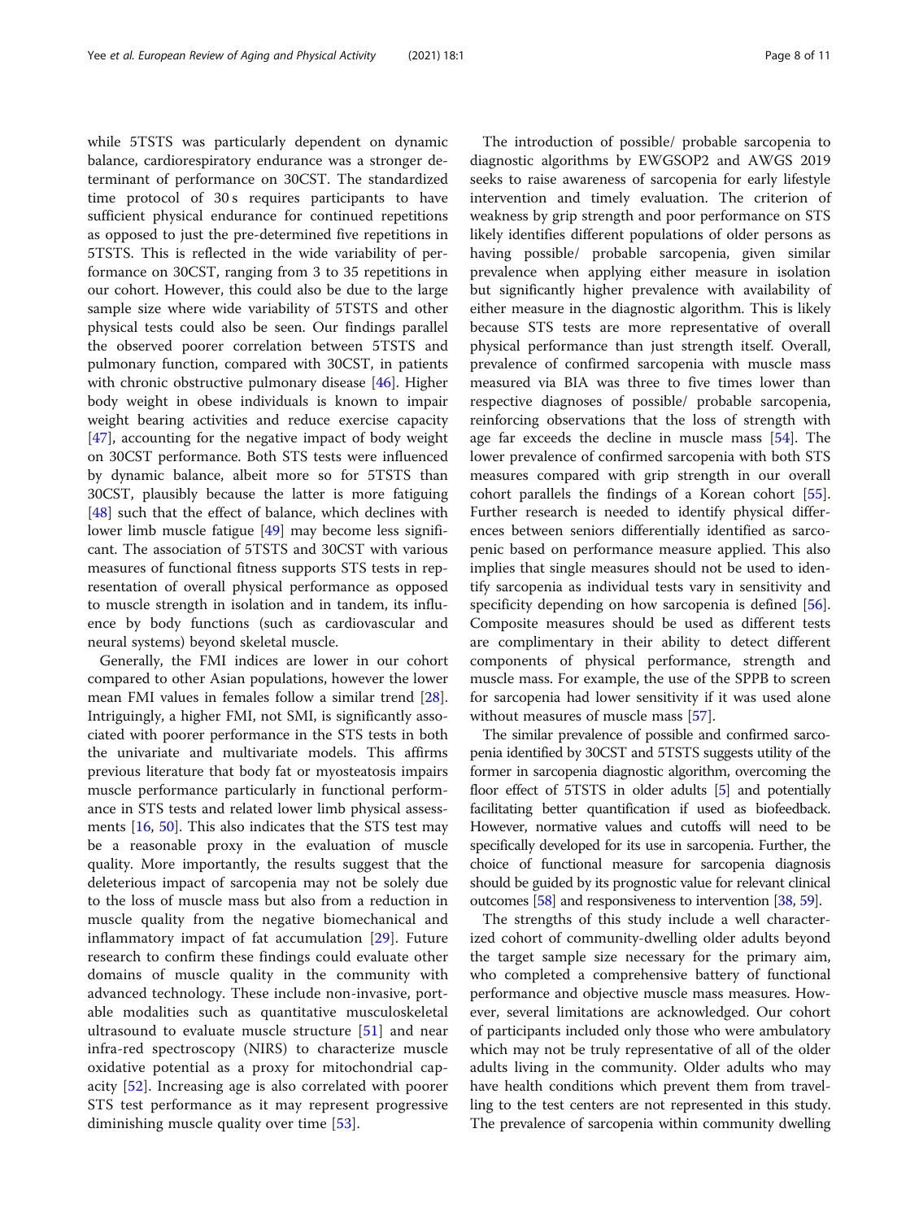while 5TSTS was particularly dependent on dynamic balance, cardiorespiratory endurance was a stronger determinant of performance on 30CST. The standardized time protocol of 30 s requires participants to have sufficient physical endurance for continued repetitions as opposed to just the pre-determined five repetitions in 5TSTS. This is reflected in the wide variability of performance on 30CST, ranging from 3 to 35 repetitions in our cohort. However, this could also be due to the large sample size where wide variability of 5TSTS and other physical tests could also be seen. Our findings parallel the observed poorer correlation between 5TSTS and pulmonary function, compared with 30CST, in patients with chronic obstructive pulmonary disease [46]. Higher body weight in obese individuals is known to impair weight bearing activities and reduce exercise capacity [47], accounting for the negative impact of body weight on 30CST performance. Both STS tests were influenced by dynamic balance, albeit more so for 5TSTS than 30CST, plausibly because the latter is more fatiguing [48] such that the effect of balance, which declines with lower limb muscle fatigue [49] may become less significant. The association of 5TSTS and 30CST with various measures of functional fitness supports STS tests in representation of overall physical performance as opposed to muscle strength in isolation and in tandem, its influence by body functions (such as cardiovascular and neural systems) beyond skeletal muscle.

Generally, the FMI indices are lower in our cohort compared to other Asian populations, however the lower mean FMI values in females follow a similar trend [28]. Intriguingly, a higher FMI, not SMI, is significantly associated with poorer performance in the STS tests in both the univariate and multivariate models. This affirms previous literature that body fat or myosteatosis impairs muscle performance particularly in functional performance in STS tests and related lower limb physical assessments [16, 50]. This also indicates that the STS test may be a reasonable proxy in the evaluation of muscle quality. More importantly, the results suggest that the deleterious impact of sarcopenia may not be solely due to the loss of muscle mass but also from a reduction in muscle quality from the negative biomechanical and inflammatory impact of fat accumulation [29]. Future research to confirm these findings could evaluate other domains of muscle quality in the community with advanced technology. These include non-invasive, portable modalities such as quantitative musculoskeletal ultrasound to evaluate muscle structure [51] and near infra-red spectroscopy (NIRS) to characterize muscle oxidative potential as a proxy for mitochondrial capacity [52]. Increasing age is also correlated with poorer STS test performance as it may represent progressive diminishing muscle quality over time [53].

The introduction of possible/ probable sarcopenia to diagnostic algorithms by EWGSOP2 and AWGS 2019 seeks to raise awareness of sarcopenia for early lifestyle intervention and timely evaluation. The criterion of weakness by grip strength and poor performance on STS likely identifies different populations of older persons as having possible/ probable sarcopenia, given similar prevalence when applying either measure in isolation but significantly higher prevalence with availability of either measure in the diagnostic algorithm. This is likely because STS tests are more representative of overall physical performance than just strength itself. Overall, prevalence of confirmed sarcopenia with muscle mass measured via BIA was three to five times lower than respective diagnoses of possible/ probable sarcopenia, reinforcing observations that the loss of strength with age far exceeds the decline in muscle mass [54]. The lower prevalence of confirmed sarcopenia with both STS measures compared with grip strength in our overall cohort parallels the findings of a Korean cohort [55]. Further research is needed to identify physical differences between seniors differentially identified as sarcopenic based on performance measure applied. This also implies that single measures should not be used to identify sarcopenia as individual tests vary in sensitivity and specificity depending on how sarcopenia is defined [56]. Composite measures should be used as different tests are complimentary in their ability to detect different components of physical performance, strength and muscle mass. For example, the use of the SPPB to screen for sarcopenia had lower sensitivity if it was used alone without measures of muscle mass [57].

The similar prevalence of possible and confirmed sarcopenia identified by 30CST and 5TSTS suggests utility of the former in sarcopenia diagnostic algorithm, overcoming the floor effect of 5TSTS in older adults [5] and potentially facilitating better quantification if used as biofeedback. However, normative values and cutoffs will need to be specifically developed for its use in sarcopenia. Further, the choice of functional measure for sarcopenia diagnosis should be guided by its prognostic value for relevant clinical outcomes [58] and responsiveness to intervention [38, 59].

The strengths of this study include a well characterized cohort of community-dwelling older adults beyond the target sample size necessary for the primary aim, who completed a comprehensive battery of functional performance and objective muscle mass measures. However, several limitations are acknowledged. Our cohort of participants included only those who were ambulatory which may not be truly representative of all of the older adults living in the community. Older adults who may have health conditions which prevent them from travelling to the test centers are not represented in this study. The prevalence of sarcopenia within community dwelling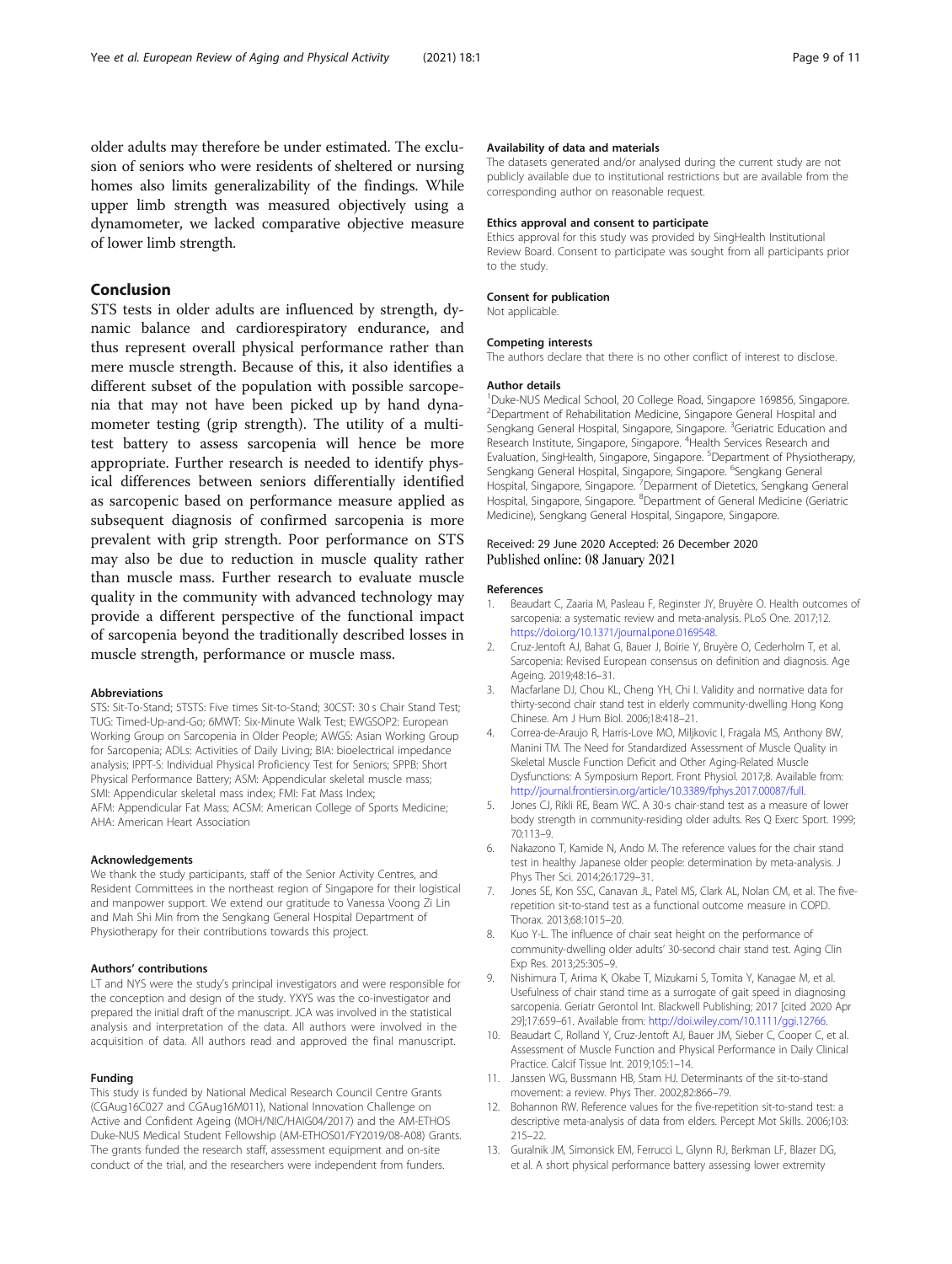older adults may therefore be under estimated. The exclusion of seniors who were residents of sheltered or nursing homes also limits generalizability of the findings. While upper limb strength was measured objectively using a dynamometer, we lacked comparative objective measure of lower limb strength.

## Conclusion

STS tests in older adults are influenced by strength, dynamic balance and cardiorespiratory endurance, and thus represent overall physical performance rather than mere muscle strength. Because of this, it also identifies a different subset of the population with possible sarcopenia that may not have been picked up by hand dynamometer testing (grip strength). The utility of a multi-test battery to assess sarcopenia will hence be more appropriate. Further research is needed to identify physical differences between seniors differentially identified as sarcopenic based on performance measure applied as subsequent diagnosis of confirmed sarcopenia is more prevalent with grip strength. Poor performance on STS may also be due to reduction in muscle quality rather than muscle mass. Further research to evaluate muscle quality in the community with advanced technology may provide a different perspective of the functional impact of sarcopenia beyond the traditionally described losses in muscle strength, performance or muscle mass.

#### Abbreviations

STS: Sit-To-Stand; 5TSTS: Five times Sit-to-Stand; 30CST: 30 s Chair Stand Test; TUG: Timed-Up-and-Go; 6MWT: Six-Minute Walk Test; EWGSOP2: European Working Group on Sarcopenia in Older People; AWGS: Asian Working Group for Sarcopenia; ADLs: Activities of Daily Living; BIA: bioelectrical impedance analysis; IPPT-S: Individual Physical Proficiency Test for Seniors; SPPB: Short Physical Performance Battery; ASM: Appendicular skeletal muscle mass; SMI: Appendicular skeletal mass index; FMI: Fat Mass Index; AFM: Appendicular Fat Mass; ACSM: American College of Sports Medicine; AHA: American Heart Association

#### Acknowledgements

We thank the study participants, staff of the Senior Activity Centres, and Resident Committees in the northeast region of Singapore for their logistical and manpower support. We extend our gratitude to Vanessa Voong Zi Lin and Mah Shi Min from the Sengkang General Hospital Department of Physiotherapy for their contributions towards this project.

#### Authors' contributions

LT and NYS were the study's principal investigators and were responsible for the conception and design of the study. YXYS was the co-investigator and prepared the initial draft of the manuscript. JCA was involved in the statistical analysis and interpretation of the data. All authors were involved in the acquisition of data. All authors read and approved the final manuscript.

#### Funding

This study is funded by National Medical Research Council Centre Grants (CGAug16C027 and CGAug16M011), National Innovation Challenge on Active and Confident Ageing (MOH/NIC/HAIG04/2017) and the AM-ETHOS Duke-NUS Medical Student Fellowship (AM-ETHOS01/FY2019/08-A08) Grants. The grants funded the research staff, assessment equipment and on-site conduct of the trial, and the researchers were independent from funders.

#### Availability of data and materials

The datasets generated and/or analysed during the current study are not publicly available due to institutional restrictions but are available from the corresponding author on reasonable request.

#### Ethics approval and consent to participate

Ethics approval for this study was provided by SingHealth Institutional Review Board. Consent to participate was sought from all participants prior to the study.

#### Consent for publication

Not applicable.

#### Competing interests

The authors declare that there is no other conflict of interest to disclose.

#### Author details

[1]Duke-NUS Medical School, 20 College Road, Singapore 169856, Singapore. [2]Department of Rehabilitation Medicine, Singapore General Hospital and Sengkang General Hospital, Singapore, Singapore. [3]Geriatric Education and Research Institute, Singapore, Singapore. [4]Health Services Research and Evaluation, SingHealth, Singapore, Singapore. [5]Department of Physiotherapy, Sengkang General Hospital, Singapore, Singapore. [6]Sengkang General Hospital, Singapore, Singapore. [7]Deparment of Dietetics, Sengkang General Hospital, Singapore, Singapore. [8]Department of General Medicine (Geriatric Medicine), Sengkang General Hospital, Singapore, Singapore.

Received: 29 June 2020 Accepted: 26 December 2020
Published online: 08 January 2021

#### References

1. Beaudart C, Zaaria M, Pasleau F, Reginster JY, Bruyère O. Health outcomes of sarcopenia: a systematic review and meta-analysis. PLoS One. 2017;12. https://doi.org/10.1371/journal.pone.0169548.
2. Cruz-Jentoft AJ, Bahat G, Bauer J, Boirie Y, Bruyère O, Cederholm T, et al. Sarcopenia: Revised European consensus on definition and diagnosis. Age Ageing. 2019;48:16–31.
3. Macfarlane DJ, Chou KL, Cheng YH, Chi I. Validity and normative data for thirty-second chair stand test in elderly community-dwelling Hong Kong Chinese. Am J Hum Biol. 2006;18:418–21.
4. Correa-de-Araujo R, Harris-Love MO, Miljkovic I, Fragala MS, Anthony BW, Manini TM. The Need for Standardized Assessment of Muscle Quality in Skeletal Muscle Function Deficit and Other Aging-Related Muscle Dysfunctions: A Symposium Report. Front Physiol. 2017;8. Available from: http://journal.frontiersin.org/article/10.3389/fphys.2017.00087/full.
5. Jones CJ, Rikli RE, Beam WC. A 30-s chair-stand test as a measure of lower body strength in community-residing older adults. Res Q Exerc Sport. 1999; 70:113–9.
6. Nakazono T, Kamide N, Ando M. The reference values for the chair stand test in healthy Japanese older people: determination by meta-analysis. J Phys Ther Sci. 2014;26:1729–31.
7. Jones SE, Kon SSC, Canavan JL, Patel MS, Clark AL, Nolan CM, et al. The five-repetition sit-to-stand test as a functional outcome measure in COPD. Thorax. 2013;68:1015–20.
8. Kuo Y-L. The influence of chair seat height on the performance of community-dwelling older adults' 30-second chair stand test. Aging Clin Exp Res. 2013;25:305–9.
9. Nishimura T, Arima K, Okabe T, Mizukami S, Tomita Y, Kanagae M, et al. Usefulness of chair stand time as a surrogate of gait speed in diagnosing sarcopenia. Geriatr Gerontol Int. Blackwell Publishing; 2017 [cited 2020 Apr 29];17:659–61. Available from: http://doi.wiley.com/10.1111/ggi.12766.
10. Beaudart C, Rolland Y, Cruz-Jentoft AJ, Bauer JM, Sieber C, Cooper C, et al. Assessment of Muscle Function and Physical Performance in Daily Clinical Practice. Calcif Tissue Int. 2019;105:1–14.
11. Janssen WG, Bussmann HB, Stam HJ. Determinants of the sit-to-stand movement: a review. Phys Ther. 2002;82:866–79.
12. Bohannon RW. Reference values for the five-repetition sit-to-stand test: a descriptive meta-analysis of data from elders. Percept Mot Skills. 2006;103: 215–22.
13. Guralnik JM, Simonsick EM, Ferrucci L, Glynn RJ, Berkman LF, Blazer DG, et al. A short physical performance battery assessing lower extremity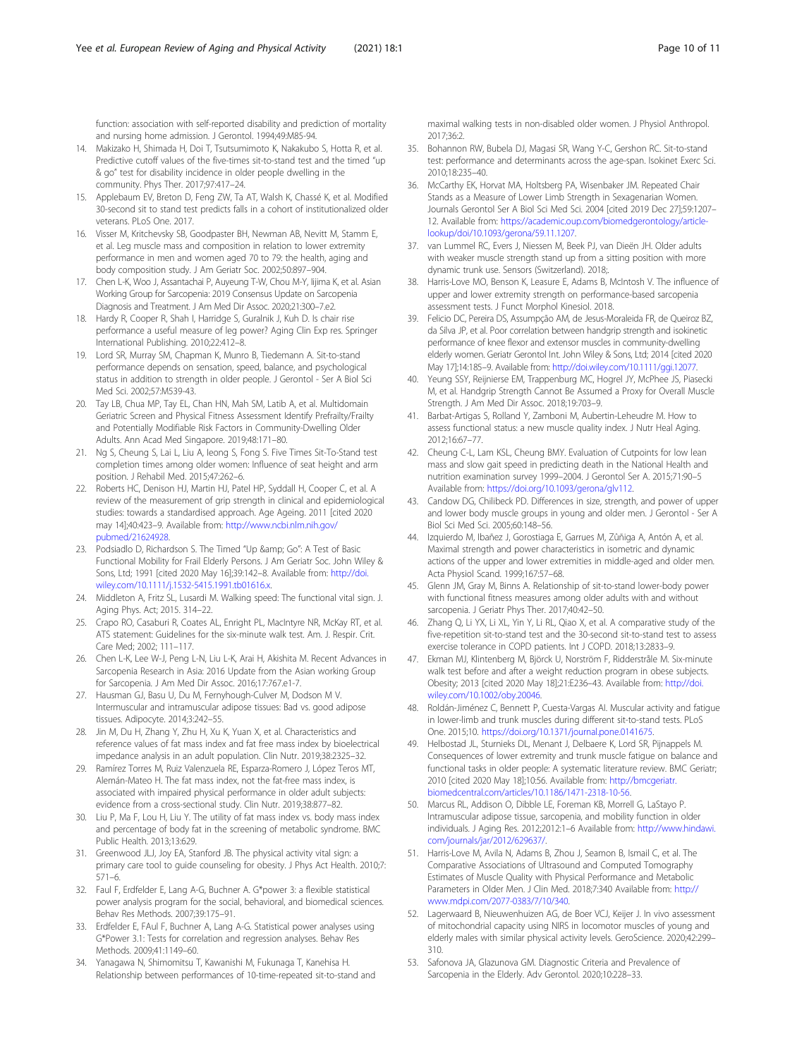function: association with self-reported disability and prediction of mortality and nursing home admission. J Gerontol. 1994;49:M85-94.

14. Makizako H, Shimada H, Doi T, Tsutsumimoto K, Nakakubo S, Hotta R, et al. Predictive cutoff values of the five-times sit-to-stand test and the timed "up & go" test for disability incidence in older people dwelling in the community. Phys Ther. 2017;97:417–24.
15. Applebaum EV, Breton D, Feng ZW, Ta AT, Walsh K, Chassé K, et al. Modified 30-second sit to stand test predicts falls in a cohort of institutionalized older veterans. PLoS One. 2017.
16. Visser M, Kritchevsky SB, Goodpaster BH, Newman AB, Nevitt M, Stamm E, et al. Leg muscle mass and composition in relation to lower extremity performance in men and women aged 70 to 79: the health, aging and body composition study. J Am Geriatr Soc. 2002;50:897–904.
17. Chen L-K, Woo J, Assantachai P, Auyeung T-W, Chou M-Y, Iijima K, et al. Asian Working Group for Sarcopenia: 2019 Consensus Update on Sarcopenia Diagnosis and Treatment. J Am Med Dir Assoc. 2020;21:300–7.e2.
18. Hardy R, Cooper R, Shah I, Harridge S, Guralnik J, Kuh D. Is chair rise performance a useful measure of leg power? Aging Clin Exp res. Springer International Publishing. 2010;22:412–8.
19. Lord SR, Murray SM, Chapman K, Munro B, Tiedemann A. Sit-to-stand performance depends on sensation, speed, balance, and psychological status in addition to strength in older people. J Gerontol - Ser A Biol Sci Med Sci. 2002;57:M539-43.
20. Tay LB, Chua MP, Tay EL, Chan HN, Mah SM, Latib A, et al. Multidomain Geriatric Screen and Physical Fitness Assessment Identify Prefrailty/Frailty and Potentially Modifiable Risk Factors in Community-Dwelling Older Adults. Ann Acad Med Singapore. 2019;48:171–80.
21. Ng S, Cheung S, Lai L, Liu A, Ieong S, Fong S. Five Times Sit-To-Stand test completion times among older women: Influence of seat height and arm position. J Rehabil Med. 2015;47:262–6.
22. Roberts HC, Denison HJ, Martin HJ, Patel HP, Syddall H, Cooper C, et al. A review of the measurement of grip strength in clinical and epidemiological studies: towards a standardised approach. Age Ageing. 2011 [cited 2020 may 14];40:423–9. Available from: http://www.ncbi.nlm.nih.gov/pubmed/21624928.
23. Podsiadlo D, Richardson S. The Timed "Up &amp; Go": A Test of Basic Functional Mobility for Frail Elderly Persons. J Am Geriatr Soc. John Wiley & Sons, Ltd; 1991 [cited 2020 May 16];39:142–8. Available from: http://doi.wiley.com/10.1111/j.1532-5415.1991.tb01616.x.
24. Middleton A, Fritz SL, Lusardi M. Walking speed: The functional vital sign. J. Aging Phys. Act; 2015. 314–22.
25. Crapo RO, Casaburi R, Coates AL, Enright PL, MacIntyre NR, McKay RT, et al. ATS statement: Guidelines for the six-minute walk test. Am. J. Respir. Crit. Care Med; 2002; 111–117.
26. Chen L-K, Lee W-J, Peng L-N, Liu L-K, Arai H, Akishita M. Recent Advances in Sarcopenia Research in Asia: 2016 Update from the Asian working Group for Sarcopenia. J Am Med Dir Assoc. 2016;17:767.e1-7.
27. Hausman GJ, Basu U, Du M, Fernyhough-Culver M, Dodson M V. Intermuscular and intramuscular adipose tissues: Bad vs. good adipose tissues. Adipocyte. 2014;3:242–55.
28. Jin M, Du H, Zhang Y, Zhu H, Xu K, Yuan X, et al. Characteristics and reference values of fat mass index and fat free mass index by bioelectrical impedance analysis in an adult population. Clin Nutr. 2019;38:2325–32.
29. Ramírez Torres M, Ruiz Valenzuela RE, Esparza-Romero J, López Teros MT, Alemán-Mateo H. The fat mass index, not the fat-free mass index, is associated with impaired physical performance in older adult subjects: evidence from a cross-sectional study. Clin Nutr. 2019;38:877–82.
30. Liu P, Ma F, Lou H, Liu Y. The utility of fat mass index vs. body mass index and percentage of body fat in the screening of metabolic syndrome. BMC Public Health. 2013;13:629.
31. Greenwood JLJ, Joy EA, Stanford JB. The physical activity vital sign: a primary care tool to guide counseling for obesity. J Phys Act Health. 2010;7:571–6.
32. Faul F, Erdfelder E, Lang A-G, Buchner A. G*power 3: a flexible statistical power analysis program for the social, behavioral, and biomedical sciences. Behav Res Methods. 2007;39:175–91.
33. Erdfelder E, FAul F, Buchner A, Lang A-G. Statistical power analyses using G*Power 3.1: Tests for correlation and regression analyses. Behav Res Methods. 2009;41:1149–60.
34. Yanagawa N, Shimomitsu T, Kawanishi M, Fukunaga T, Kanehisa H. Relationship between performances of 10-time-repeated sit-to-stand and maximal walking tests in non-disabled older women. J Physiol Anthropol. 2017;36:2.
35. Bohannon RW, Bubela DJ, Magasi SR, Wang Y-C, Gershon RC. Sit-to-stand test: performance and determinants across the age-span. Isokinet Exerc Sci. 2010;18:235–40.
36. McCarthy EK, Horvat MA, Holtsberg PA, Wisenbaker JM. Repeated Chair Stands as a Measure of Lower Limb Strength in Sexagenarian Women. Journals Gerontol Ser A Biol Sci Med Sci. 2004 [cited 2019 Dec 27];59:1207–12. Available from: https://academic.oup.com/biomedgerontology/article-lookup/doi/10.1093/gerona/59.11.1207.
37. van Lummel RC, Evers J, Niessen M, Beek PJ, van Dieën JH. Older adults with weaker muscle strength stand up from a sitting position with more dynamic trunk use. Sensors (Switzerland). 2018;.
38. Harris-Love MO, Benson K, Leasure E, Adams B, McIntosh V. The influence of upper and lower extremity strength on performance-based sarcopenia assessment tests. J Funct Morphol Kinesiol. 2018.
39. Felicio DC, Pereira DS, Assumpção AM, de Jesus-Moraleida FR, de Queiroz BZ, da Silva JP, et al. Poor correlation between handgrip strength and isokinetic performance of knee flexor and extensor muscles in community-dwelling elderly women. Geriatr Gerontol Int. John Wiley & Sons, Ltd; 2014 [cited 2020 May 17];14:185–9. Available from: http://doi.wiley.com/10.1111/ggi.12077.
40. Yeung SSY, Reijnierse EM, Trappenburg MC, Hogrel JY, McPhee JS, Piasecki M, et al. Handgrip Strength Cannot Be Assumed a Proxy for Overall Muscle Strength. J Am Med Dir Assoc. 2018;19:703–9.
41. Barbat-Artigas S, Rolland Y, Zamboni M, Aubertin-Leheudre M. How to assess functional status: a new muscle quality index. J Nutr Heal Aging. 2012;16:67–77.
42. Cheung C-L, Lam KSL, Cheung BMY. Evaluation of Cutpoints for low lean mass and slow gait speed in predicting death in the National Health and nutrition examination survey 1999–2004. J Gerontol Ser A. 2015;71:90–5 Available from: https://doi.org/10.1093/gerona/glv112.
43. Candow DG, Chilibeck PD. Differences in size, strength, and power of upper and lower body muscle groups in young and older men. J Gerontol - Ser A Biol Sci Med Sci. 2005;60:148–56.
44. Izquierdo M, Ibañez J, Gorostiaga E, Garrues M, Zúñiga A, Antón A, et al. Maximal strength and power characteristics in isometric and dynamic actions of the upper and lower extremities in middle-aged and older men. Acta Physiol Scand. 1999;167:57–68.
45. Glenn JM, Gray M, Binns A. Relationship of sit-to-stand lower-body power with functional fitness measures among older adults with and without sarcopenia. J Geriatr Phys Ther. 2017;40:42–50.
46. Zhang Q, Li YX, Li XL, Yin Y, Li RL, Qiao X, et al. A comparative study of the five-repetition sit-to-stand test and the 30-second sit-to-stand test to assess exercise tolerance in COPD patients. Int J COPD. 2018;13:2833–9.
47. Ekman MJ, Klintenberg M, Björck U, Norström F, Ridderstråle M. Six-minute walk test before and after a weight reduction program in obese subjects. Obesity; 2013 [cited 2020 May 18];21:E236–43. Available from: http://doi.wiley.com/10.1002/oby.20046.
48. Roldán-Jiménez C, Bennett P, Cuesta-Vargas AI. Muscular activity and fatigue in lower-limb and trunk muscles during different sit-to-stand tests. PLoS One. 2015;10. https://doi.org/10.1371/journal.pone.0141675.
49. Helbostad JL, Sturnieks DL, Menant J, Delbaere K, Lord SR, Pijnappels M. Consequences of lower extremity and trunk muscle fatigue on balance and functional tasks in older people: A systematic literature review. BMC Geriatr; 2010 [cited 2020 May 18];10:56. Available from: http://bmcgeriatr.biomedcentral.com/articles/10.1186/1471-2318-10-56.
50. Marcus RL, Addison O, Dibble LE, Foreman KB, Morrell G, LaStayo P. Intramuscular adipose tissue, sarcopenia, and mobility function in older individuals. J Aging Res. 2012;2012:1–6 Available from: http://www.hindawi.com/journals/jar/2012/629637/.
51. Harris-Love M, Avila N, Adams B, Zhou J, Seamon B, Ismail C, et al. The Comparative Associations of Ultrasound and Computed Tomography Estimates of Muscle Quality with Physical Performance and Metabolic Parameters in Older Men. J Clin Med. 2018;7:340 Available from: http://www.mdpi.com/2077-0383/7/10/340.
52. Lagerwaard B, Nieuwenhuizen AG, de Boer VCJ, Keijer J. In vivo assessment of mitochondrial capacity using NIRS in locomotor muscles of young and elderly males with similar physical activity levels. GeroScience. 2020;42:299–310.
53. Safonova JA, Glazunova GM. Diagnostic Criteria and Prevalence of Sarcopenia in the Elderly. Adv Gerontol. 2020;10:228–33.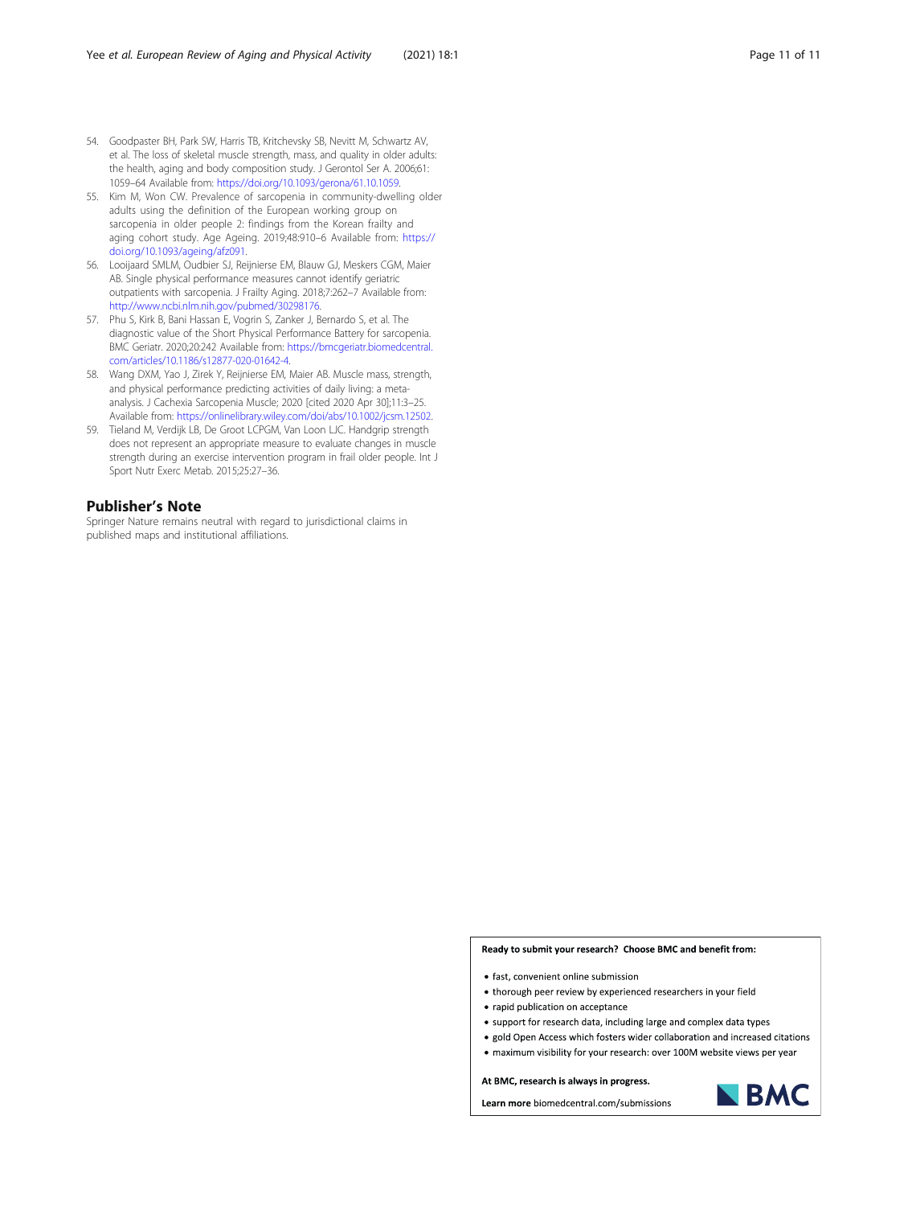54. Goodpaster BH, Park SW, Harris TB, Kritchevsky SB, Nevitt M, Schwartz AV, et al. The loss of skeletal muscle strength, mass, and quality in older adults: the health, aging and body composition study. J Gerontol Ser A. 2006;61: 1059–64 Available from: https://doi.org/10.1093/gerona/61.10.1059.
55. Kim M, Won CW. Prevalence of sarcopenia in community-dwelling older adults using the definition of the European working group on sarcopenia in older people 2: findings from the Korean frailty and aging cohort study. Age Ageing. 2019;48:910–6 Available from: https://doi.org/10.1093/ageing/afz091.
56. Looijaard SMLM, Oudbier SJ, Reijnierse EM, Blauw GJ, Meskers CGM, Maier AB. Single physical performance measures cannot identify geriatric outpatients with sarcopenia. J Frailty Aging. 2018;7:262–7 Available from: http://www.ncbi.nlm.nih.gov/pubmed/30298176.
57. Phu S, Kirk B, Bani Hassan E, Vogrin S, Zanker J, Bernardo S, et al. The diagnostic value of the Short Physical Performance Battery for sarcopenia. BMC Geriatr. 2020;20:242 Available from: https://bmcgeriatr.biomedcentral.com/articles/10.1186/s12877-020-01642-4.
58. Wang DXM, Yao J, Zirek Y, Reijnierse EM, Maier AB. Muscle mass, strength, and physical performance predicting activities of daily living: a meta-analysis. J Cachexia Sarcopenia Muscle; 2020 [cited 2020 Apr 30];11:3–25. Available from: https://onlinelibrary.wiley.com/doi/abs/10.1002/jcsm.12502.
59. Tieland M, Verdijk LB, De Groot LCPGM, Van Loon LJC. Handgrip strength does not represent an appropriate measure to evaluate changes in muscle strength during an exercise intervention program in frail older people. Int J Sport Nutr Exerc Metab. 2015;25:27–36.

## Publisher's Note

Springer Nature remains neutral with regard to jurisdictional claims in published maps and institutional affiliations.

**Ready to submit your research? Choose BMC and benefit from:**

- fast, convenient online submission
- thorough peer review by experienced researchers in your field
- rapid publication on acceptance
- support for research data, including large and complex data types
- gold Open Access which fosters wider collaboration and increased citations
- maximum visibility for your research: over 100M website views per year

**At BMC, research is always in progress.**

**Learn more** biomedcentral.com/submissions

BMC